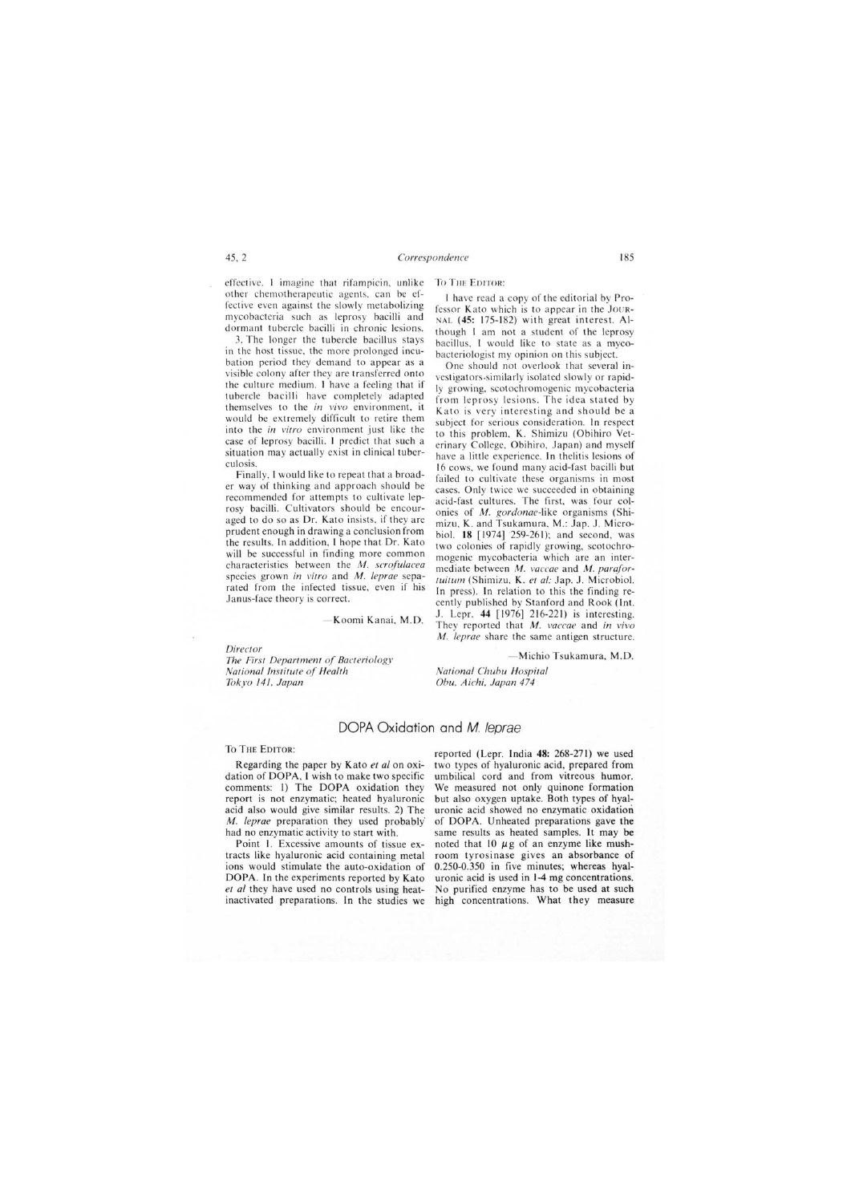effective. I imagine that rifampicin, unlike other chemotherapeutic agents, can be effective even against the slowly metabolizing mycobacteria such as leprosy bacilli and dormant tubercle bacilli in chronic lesions.

3. The longer the tubercle bacillus stays in the host tissue, the more prolonged incubation period they demand to appear as a visible colony after they are transferred onto the culture medium. I have a feeling that if tubercle bacilli have completely adapted themselves to the *in vivo* environment, it would be extremely difficult to retire them into the *in vitro* environment just like the case of leprosy bacilli. I predict that such a situation may actually exist in clinical tuberculosis.

Finally, I would like to repeat that a broader way of thinking and approach should be recommended for attempts to cultivate leprosy bacilli. Cultivators should be encouraged to do so as Dr. Kato insists, if they are prudent enough in drawing a conclusion from the results. In addition, I hope that Dr. Kato will be successful in finding more common characteristics between the *M. scrofulacea* species grown *in vitro* and *M. leprae* separated from the infected tissue, even if his Janus-face theory is correct.

—Koomi Kanai, M.D.

*Director*
*The First Department of Bacteriology*
*National Institute of Health*
*Tokyo 141, Japan*

TO THE EDITOR:

I have read a copy of the editorial by Professor Kato which is to appear in the JOURNAL (**45**: 175-182) with great interest. Although I am not a student of the leprosy bacillus, I would like to state as a mycobacteriologist my opinion on this subject.

One should not overlook that several investigators-similarly isolated slowly or rapidly growing, scotochromogenic mycobacteria from leprosy lesions. The idea stated by Kato is very interesting and should be a subject for serious consideration. In respect to this problem, K. Shimizu (Obihiro Veterinary College, Obihiro, Japan) and myself have a little experience. In thelitis lesions of 16 cows, we found many acid-fast bacilli but failed to cultivate these organisms in most cases. Only twice we succeeded in obtaining acid-fast cultures. The first, was four colonies of *M. gordonae*-like organisms (Shimizu, K. and Tsukamura, M.: Jap. J. Microbiol. **18** [1974] 259-261); and second, was two colonies of rapidly growing, scotochromogenic mycobacteria which are an intermediate between *M. vaccae* and *M. parafortuitum* (Shimizu, K. *et al*: Jap. J. Microbiol. In press). In relation to this the finding recently published by Stanford and Rook (Int. J. Lepr. **44** [1976] 216-221) is interesting. They reported that *M. vaccae* and *in vivo M. leprae* share the same antigen structure.

—Michio Tsukamura, M.D.

*National Chubu Hospital*
*Obu, Aichi, Japan 474*

## DOPA Oxidation and *M. leprae*

TO THE EDITOR:

Regarding the paper by Kato *et al* on oxidation of DOPA, I wish to make two specific comments: 1) The DOPA oxidation they report is not enzymatic; heated hyaluronic acid also would give similar results. 2) The *M. leprae* preparation they used probably had no enzymatic activity to start with.

Point 1. Excessive amounts of tissue extracts like hyaluronic acid containing metal ions would stimulate the auto-oxidation of DOPA. In the experiments reported by Kato *et al* they have used no controls using heat-inactivated preparations. In the studies we reported (Lepr. India **48**: 268-271) we used two types of hyaluronic acid, prepared from umbilical cord and from vitreous humor. We measured not only quinone formation but also oxygen uptake. Both types of hyaluronic acid showed no enzymatic oxidation of DOPA. Unheated preparations gave the same results as heated samples. It may be noted that 10 μg of an enzyme like mushroom tyrosinase gives an absorbance of 0.250-0.350 in five minutes; whereas hyaluronic acid is used in 1-4 mg concentrations. No purified enzyme has to be used at such high concentrations. What they measure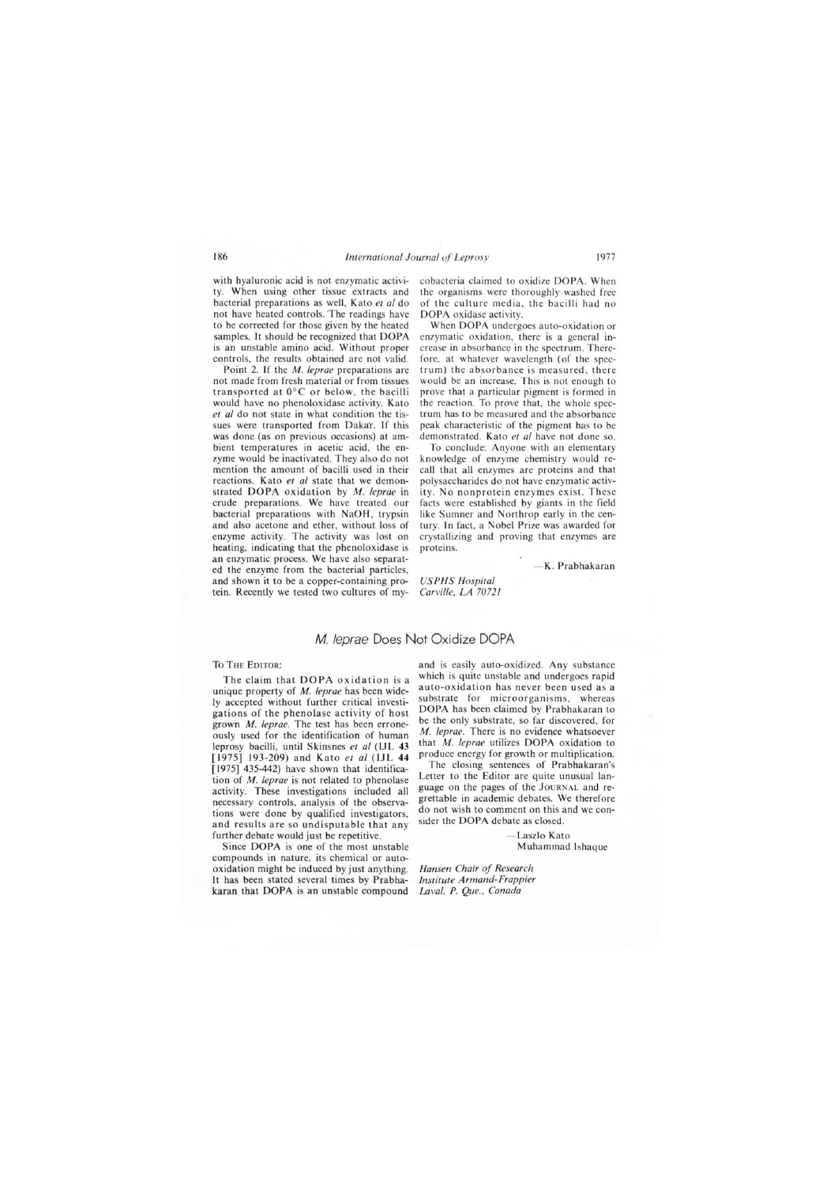with hyaluronic acid is not enzymatic activity. When using other tissue extracts and bacterial preparations as well, Kato *et al* do not have heated controls. The readings have to be corrected for those given by the heated samples. It should be recognized that DOPA is an unstable amino acid. Without proper controls, the results obtained are not valid.

Point 2. If the *M. leprae* preparations are not made from fresh material or from tissues transported at 0°C or below, the bacilli would have no phenoloxidase activity. Kato *et al* do not state in what condition the tissues were transported from Dakar. If this was done (as on previous occasions) at ambient temperatures in acetic acid, the enzyme would be inactivated. They also do not mention the amount of bacilli used in their reactions. Kato *et al* state that we demonstrated DOPA oxidation by *M. leprae* in crude preparations. We have treated our bacterial preparations with NaOH, trypsin and also acetone and ether, without loss of enzyme activity. The activity was lost on heating, indicating that the phenoloxidase is an enzymatic process. We have also separated the enzyme from the bacterial particles, and shown it to be a copper-containing protein. Recently we tested two cultures of mycobacteria claimed to oxidize DOPA. When the organisms were thoroughly washed free of the culture media, the bacilli had no DOPA oxidase activity.

When DOPA undergoes auto-oxidation or enzymatic oxidation, there is a general increase in absorbance in the spectrum. Therefore, at whatever wavelength (of the spectrum) the absorbance is measured, there would be an increase. This is not enough to prove that a particular pigment is formed in the reaction. To prove that, the whole spectrum has to be measured and the absorbance peak characteristic of the pigment has to be demonstrated. Kato *et al* have not done so.

To conclude: Anyone with an elementary knowledge of enzyme chemistry would recall that all enzymes are proteins and that polysaccharides do not have enzymatic activity. No nonprotein enzymes exist. These facts were established by giants in the field like Sumner and Northrop early in the century. In fact, a Nobel Prize was awarded for crystallizing and proving that enzymes are proteins.

—K. Prabhakaran

*USPHS Hospital*
*Carville, LA 70721*

## *M. leprae* Does Not Oxidize DOPA

To The Editor:

The claim that DOPA oxidation is a unique property of *M. leprae* has been widely accepted without further critical investigations of the phenolase activity of host grown *M. leprae*. The test has been erroneously used for the identification of human leprosy bacilli, until Skinsnes *et al* (IJL **43** [1975] 193-209) and Kato *et al* (IJL **44** [1975] 435-442) have shown that identification of *M. leprae* is not related to phenolase activity. These investigations included all necessary controls, analysis of the observations were done by qualified investigators, and results are so undisputable that any further debate would just be repetitive.

Since DOPA is one of the most unstable compounds in nature, its chemical or auto-oxidation might be induced by just anything. It has been stated several times by Prabhakaran that DOPA is an unstable compound and is easily auto-oxidized. Any substance which is quite unstable and undergoes rapid auto-oxidation has never been used as a substrate for microorganisms, whereas DOPA has been claimed by Prabhakaran to be the only substrate, so far discovered, for *M. leprae*. There is no evidence whatsoever that *M. leprae* utilizes DOPA oxidation to produce energy for growth or multiplication.

The closing sentences of Prabhakaran's Letter to the Editor are quite unusual language on the pages of the Journal and regrettable in academic debates. We therefore do not wish to comment on this and we consider the DOPA debate as closed.

—Laszlo Kato
Muhammad Ishaque

*Hansen Chair of Research*
*Institute Armand-Frappier*
*Laval, P. Que., Canada*